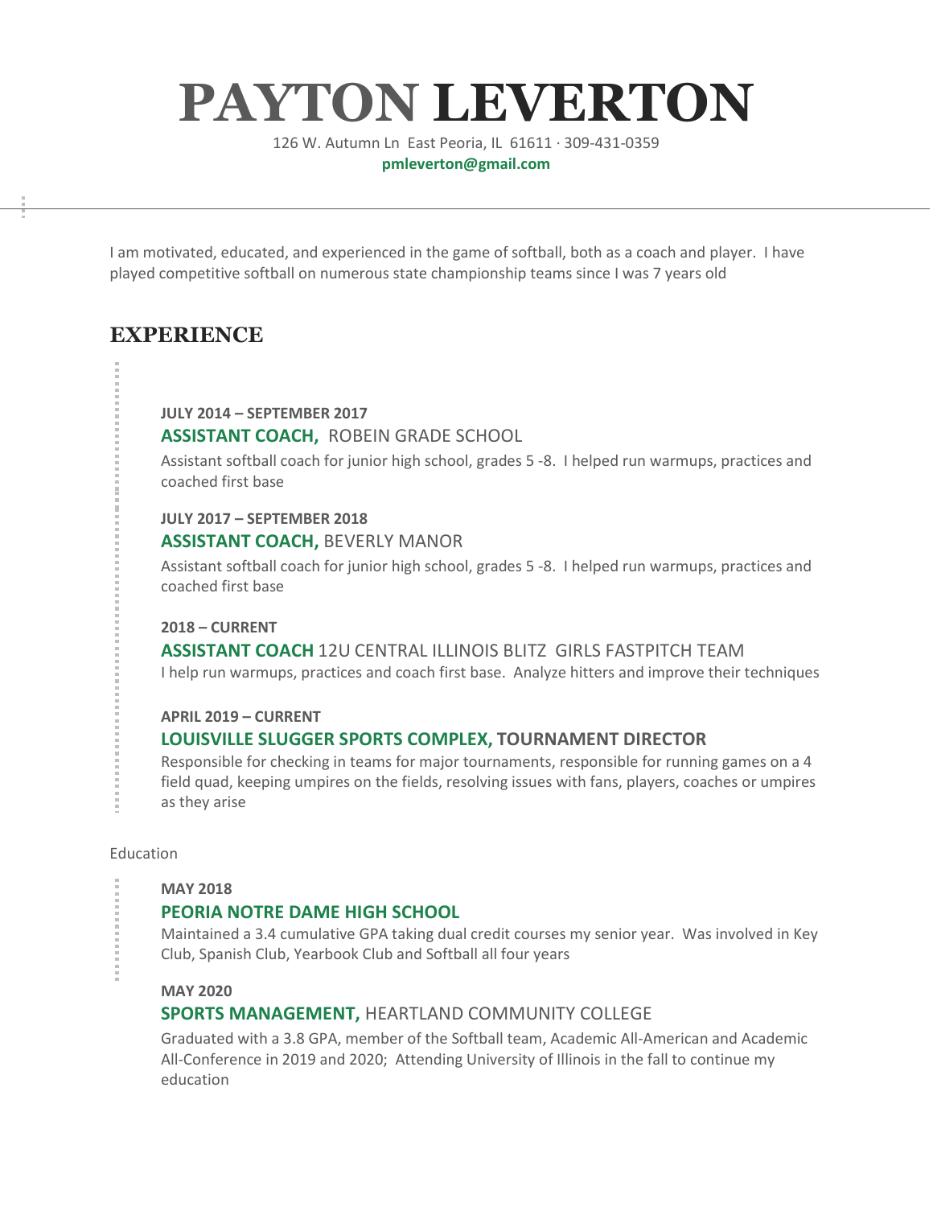# PAYTON LEVERTON

126 W. Autumn Ln East Peoria, IL 61611 · 309-431-0359

**pmleverton@gmail.com**

---

I am motivated, educated, and experienced in the game of softball, both as a coach and player. I have played competitive softball on numerous state championship teams since I was 7 years old

## EXPERIENCE

**JULY 2014 – SEPTEMBER 2017**

### ASSISTANT COACH, ROBEIN GRADE SCHOOL

Assistant softball coach for junior high school, grades 5 -8. I helped run warmups, practices and coached first base

**JULY 2017 – SEPTEMBER 2018**

### ASSISTANT COACH, BEVERLY MANOR

Assistant softball coach for junior high school, grades 5 -8. I helped run warmups, practices and coached first base

**2018 – CURRENT**

### ASSISTANT COACH 12U CENTRAL ILLINOIS BLITZ GIRLS FASTPITCH TEAM

I help run warmups, practices and coach first base. Analyze hitters and improve their techniques

**APRIL 2019 – CURRENT**

### LOUISVILLE SLUGGER SPORTS COMPLEX, TOURNAMENT DIRECTOR

Responsible for checking in teams for major tournaments, responsible for running games on a 4 field quad, keeping umpires on the fields, resolving issues with fans, players, coaches or umpires as they arise

## Education

**MAY 2018**

### PEORIA NOTRE DAME HIGH SCHOOL

Maintained a 3.4 cumulative GPA taking dual credit courses my senior year. Was involved in Key Club, Spanish Club, Yearbook Club and Softball all four years

**MAY 2020**

### SPORTS MANAGEMENT, HEARTLAND COMMUNITY COLLEGE

Graduated with a 3.8 GPA, member of the Softball team, Academic All-American and Academic All-Conference in 2019 and 2020; Attending University of Illinois in the fall to continue my education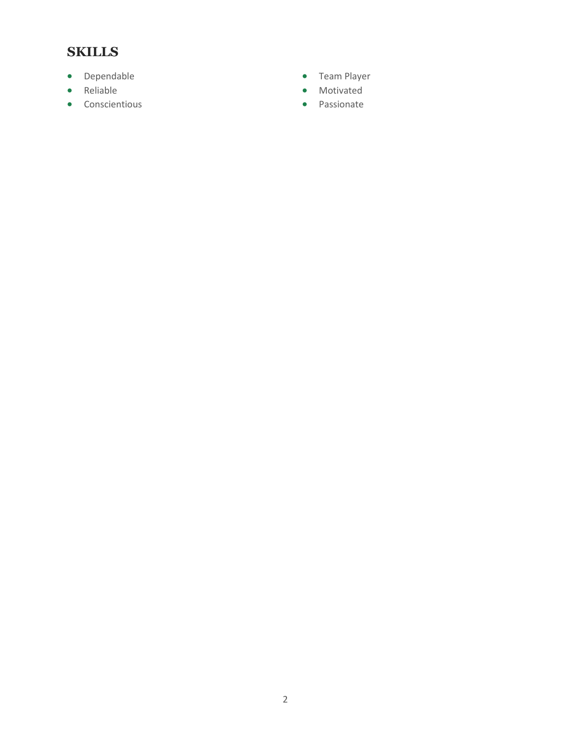## SKILLS

- Dependable
- Reliable
- Conscientious
- Team Player
- Motivated
- Passionate